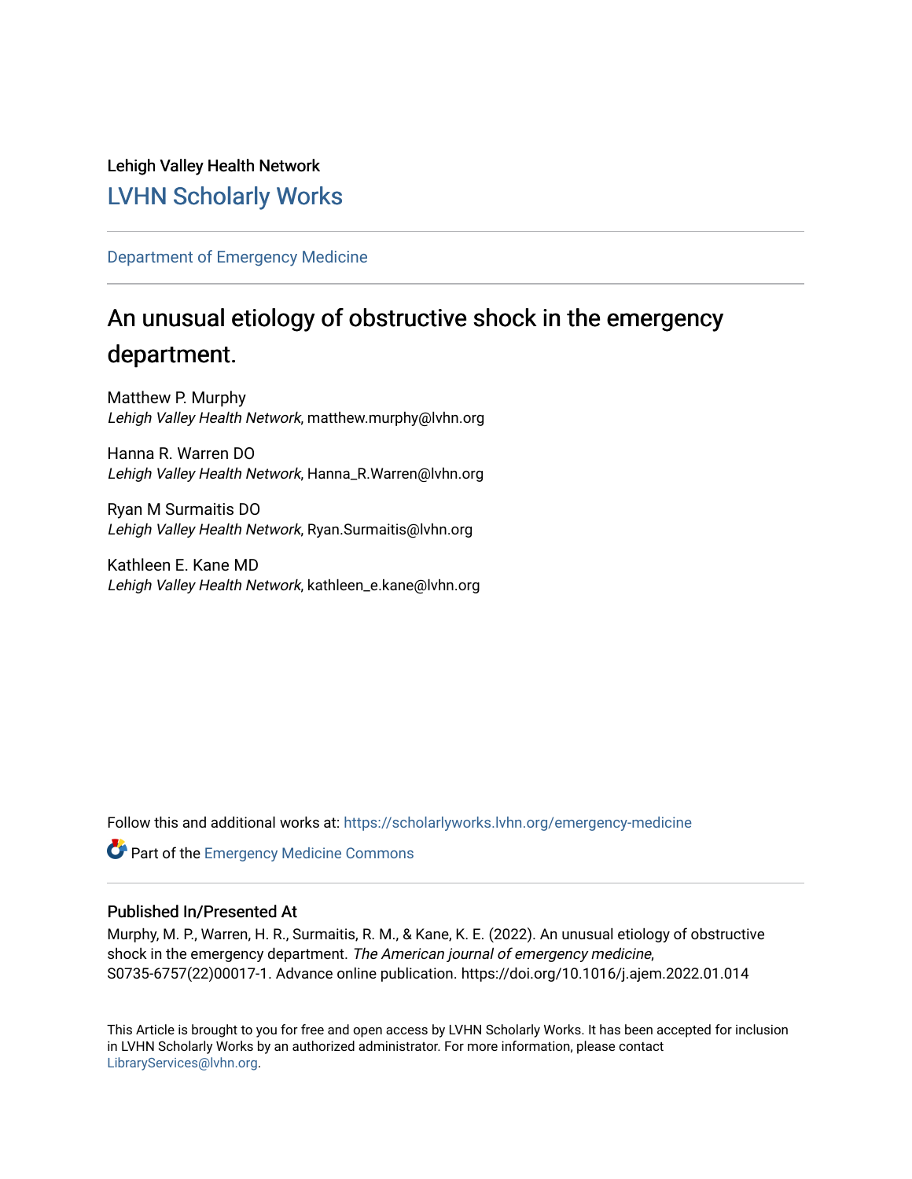Lehigh Valley Health Network

## LVHN Scholarly Works

Department of Emergency Medicine

# An unusual etiology of obstructive shock in the emergency department.

Matthew P. Murphy
*Lehigh Valley Health Network*, matthew.murphy@lvhn.org

Hanna R. Warren DO
*Lehigh Valley Health Network*, Hanna_R.Warren@lvhn.org

Ryan M Surmaitis DO
*Lehigh Valley Health Network*, Ryan.Surmaitis@lvhn.org

Kathleen E. Kane MD
*Lehigh Valley Health Network*, kathleen_e.kane@lvhn.org

Follow this and additional works at: https://scholarlyworks.lvhn.org/emergency-medicine

Part of the Emergency Medicine Commons

### Published In/Presented At

Murphy, M. P., Warren, H. R., Surmaitis, R. M., & Kane, K. E. (2022). An unusual etiology of obstructive shock in the emergency department. *The American journal of emergency medicine*, S0735-6757(22)00017-1. Advance online publication. https://doi.org/10.1016/j.ajem.2022.01.014

This Article is brought to you for free and open access by LVHN Scholarly Works. It has been accepted for inclusion in LVHN Scholarly Works by an authorized administrator. For more information, please contact LibraryServices@lvhn.org.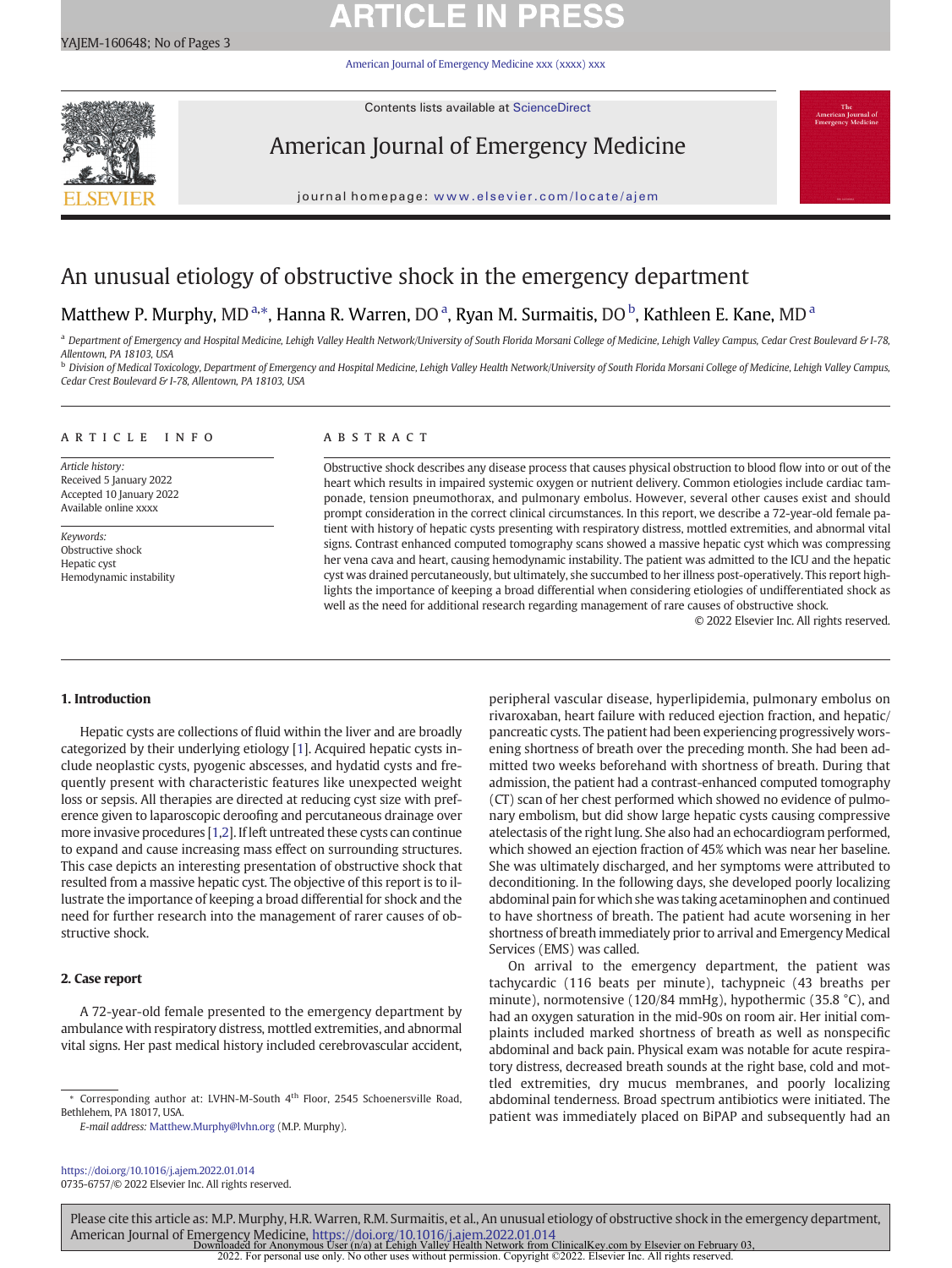# An unusual etiology of obstructive shock in the emergency department

Matthew P. Murphy, MD [a,*], Hanna R. Warren, DO [a], Ryan M. Surmaitis, DO [b], Kathleen E. Kane, MD [a]

[a] Department of Emergency and Hospital Medicine, Lehigh Valley Health Network/University of South Florida Morsani College of Medicine, Lehigh Valley Campus, Cedar Crest Boulevard & I-78, Allentown, PA 18103, USA

[b] Division of Medical Toxicology, Department of Emergency and Hospital Medicine, Lehigh Valley Health Network/University of South Florida Morsani College of Medicine, Lehigh Valley Campus, Cedar Crest Boulevard & I-78, Allentown, PA 18103, USA

## ARTICLE INFO

*Article history:*
Received 5 January 2022
Accepted 10 January 2022
Available online xxxx

*Keywords:*
Obstructive shock
Hepatic cyst
Hemodynamic instability

## ABSTRACT

Obstructive shock describes any disease process that causes physical obstruction to blood flow into or out of the heart which results in impaired systemic oxygen or nutrient delivery. Common etiologies include cardiac tamponade, tension pneumothorax, and pulmonary embolus. However, several other causes exist and should prompt consideration in the correct clinical circumstances. In this report, we describe a 72-year-old female patient with history of hepatic cysts presenting with respiratory distress, mottled extremities, and abnormal vital signs. Contrast enhanced computed tomography scans showed a massive hepatic cyst which was compressing her vena cava and heart, causing hemodynamic instability. The patient was admitted to the ICU and the hepatic cyst was drained percutaneously, but ultimately, she succumbed to her illness post-operatively. This report highlights the importance of keeping a broad differential when considering etiologies of undifferentiated shock as well as the need for additional research regarding management of rare causes of obstructive shock.

© 2022 Elsevier Inc. All rights reserved.

## 1. Introduction

Hepatic cysts are collections of fluid within the liver and are broadly categorized by their underlying etiology [1]. Acquired hepatic cysts include neoplastic cysts, pyogenic abscesses, and hydatid cysts and frequently present with characteristic features like unexpected weight loss or sepsis. All therapies are directed at reducing cyst size with preference given to laparoscopic deroofing and percutaneous drainage over more invasive procedures [1,2]. If left untreated these cysts can continue to expand and cause increasing mass effect on surrounding structures. This case depicts an interesting presentation of obstructive shock that resulted from a massive hepatic cyst. The objective of this report is to illustrate the importance of keeping a broad differential for shock and the need for further research into the management of rarer causes of obstructive shock.

## 2. Case report

A 72-year-old female presented to the emergency department by ambulance with respiratory distress, mottled extremities, and abnormal vital signs. Her past medical history included cerebrovascular accident, peripheral vascular disease, hyperlipidemia, pulmonary embolus on rivaroxaban, heart failure with reduced ejection fraction, and hepatic/pancreatic cysts. The patient had been experiencing progressively worsening shortness of breath over the preceding month. She had been admitted two weeks beforehand with shortness of breath. During that admission, the patient had a contrast-enhanced computed tomography (CT) scan of her chest performed which showed no evidence of pulmonary embolism, but did show large hepatic cysts causing compressive atelectasis of the right lung. She also had an echocardiogram performed, which showed an ejection fraction of 45% which was near her baseline. She was ultimately discharged, and her symptoms were attributed to deconditioning. In the following days, she developed poorly localizing abdominal pain for which she was taking acetaminophen and continued to have shortness of breath. The patient had acute worsening in her shortness of breath immediately prior to arrival and Emergency Medical Services (EMS) was called.

On arrival to the emergency department, the patient was tachycardic (116 beats per minute), tachypneic (43 breaths per minute), normotensive (120/84 mmHg), hypothermic (35.8 °C), and had an oxygen saturation in the mid-90s on room air. Her initial complaints included marked shortness of breath as well as nonspecific abdominal and back pain. Physical exam was notable for acute respiratory distress, decreased breath sounds at the right base, cold and mottled extremities, dry mucus membranes, and poorly localizing abdominal tenderness. Broad spectrum antibiotics were initiated. The patient was immediately placed on BiPAP and subsequently had an

* Corresponding author at: LVHN-M-South 4th Floor, 2545 Schoenersville Road, Bethlehem, PA 18017, USA.

*E-mail address:* Matthew.Murphy@lvhn.org (M.P. Murphy).

https://doi.org/10.1016/j.ajem.2022.01.014
0735-6757/© 2022 Elsevier Inc. All rights reserved.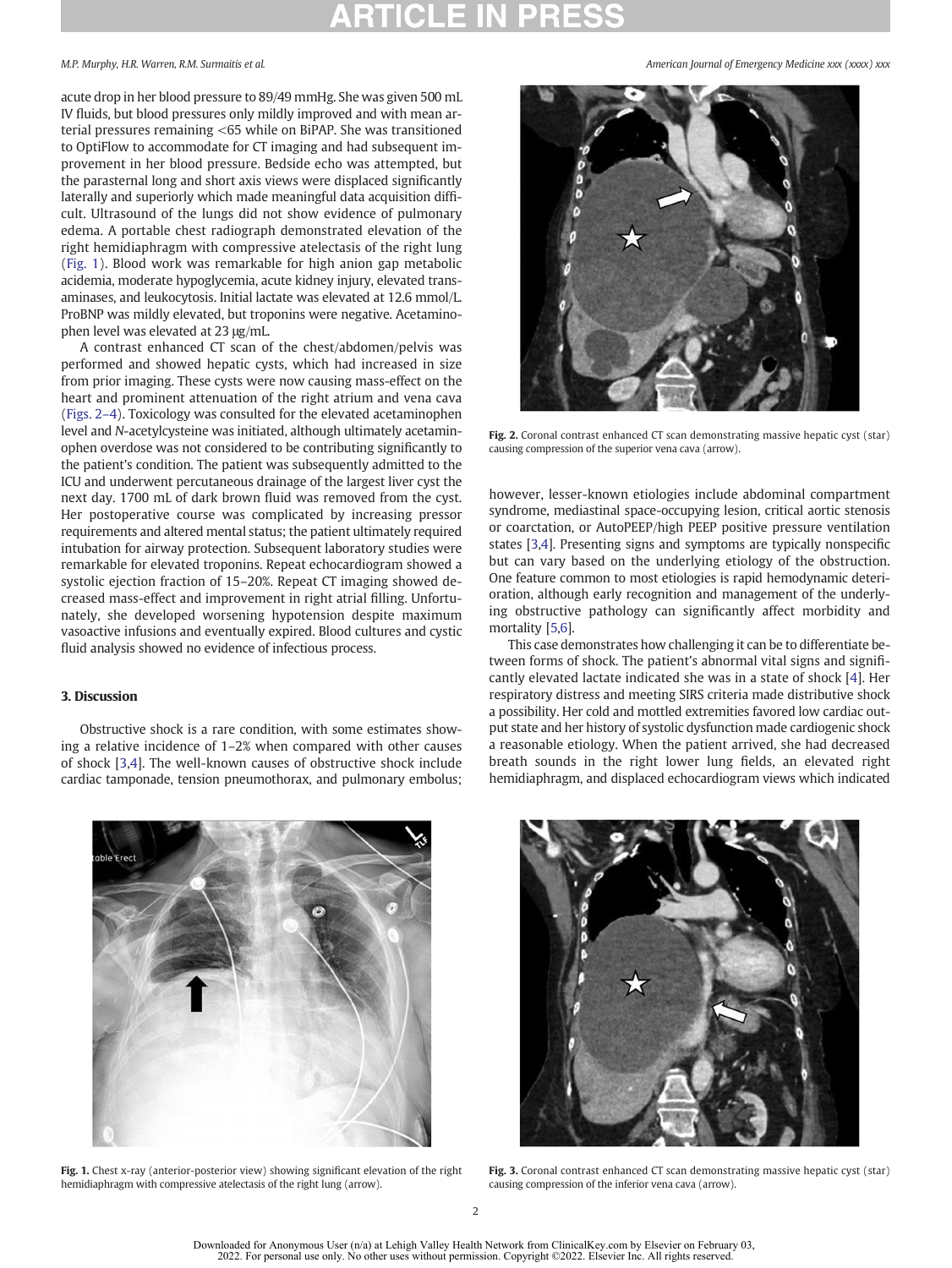acute drop in her blood pressure to 89/49 mmHg. She was given 500 mL IV fluids, but blood pressures only mildly improved and with mean arterial pressures remaining <65 while on BiPAP. She was transitioned to OptiFlow to accommodate for CT imaging and had subsequent improvement in her blood pressure. Bedside echo was attempted, but the parasternal long and short axis views were displaced significantly laterally and superiorly which made meaningful data acquisition difficult. Ultrasound of the lungs did not show evidence of pulmonary edema. A portable chest radiograph demonstrated elevation of the right hemidiaphragm with compressive atelectasis of the right lung (Fig. 1). Blood work was remarkable for high anion gap metabolic acidemia, moderate hypoglycemia, acute kidney injury, elevated transaminases, and leukocytosis. Initial lactate was elevated at 12.6 mmol/L. ProBNP was mildly elevated, but troponins were negative. Acetaminophen level was elevated at 23 μg/mL.

A contrast enhanced CT scan of the chest/abdomen/pelvis was performed and showed hepatic cysts, which had increased in size from prior imaging. These cysts were now causing mass-effect on the heart and prominent attenuation of the right atrium and vena cava (Figs. 2–4). Toxicology was consulted for the elevated acetaminophen level and *N*-acetylcysteine was initiated, although ultimately acetaminophen overdose was not considered to be contributing significantly to the patient's condition. The patient was subsequently admitted to the ICU and underwent percutaneous drainage of the largest liver cyst the next day. 1700 mL of dark brown fluid was removed from the cyst. Her postoperative course was complicated by increasing pressor requirements and altered mental status; the patient ultimately required intubation for airway protection. Subsequent laboratory studies were remarkable for elevated troponins. Repeat echocardiogram showed a systolic ejection fraction of 15–20%. Repeat CT imaging showed decreased mass-effect and improvement in right atrial filling. Unfortunately, she developed worsening hypotension despite maximum vasoactive infusions and eventually expired. Blood cultures and cystic fluid analysis showed no evidence of infectious process.

## 3. Discussion

Obstructive shock is a rare condition, with some estimates showing a relative incidence of 1–2% when compared with other causes of shock [3,4]. The well-known causes of obstructive shock include cardiac tamponade, tension pneumothorax, and pulmonary embolus; however, lesser-known etiologies include abdominal compartment syndrome, mediastinal space-occupying lesion, critical aortic stenosis or coarctation, or AutoPEEP/high PEEP positive pressure ventilation states [3,4]. Presenting signs and symptoms are typically nonspecific but can vary based on the underlying etiology of the obstruction. One feature common to most etiologies is rapid hemodynamic deterioration, although early recognition and management of the underlying obstructive pathology can significantly affect morbidity and mortality [5,6].

This case demonstrates how challenging it can be to differentiate between forms of shock. The patient's abnormal vital signs and significantly elevated lactate indicated she was in a state of shock [4]. Her respiratory distress and meeting SIRS criteria made distributive shock a possibility. Her cold and mottled extremities favored low cardiac output state and her history of systolic dysfunction made cardiogenic shock a reasonable etiology. When the patient arrived, she had decreased breath sounds in the right lower lung fields, an elevated right hemidiaphragm, and displaced echocardiogram views which indicated

**Fig. 2.** Coronal contrast enhanced CT scan demonstrating massive hepatic cyst (star) causing compression of the superior vena cava (arrow).

**Fig. 1.** Chest x-ray (anterior-posterior view) showing significant elevation of the right hemidiaphragm with compressive atelectasis of the right lung (arrow).

**Fig. 3.** Coronal contrast enhanced CT scan demonstrating massive hepatic cyst (star) causing compression of the inferior vena cava (arrow).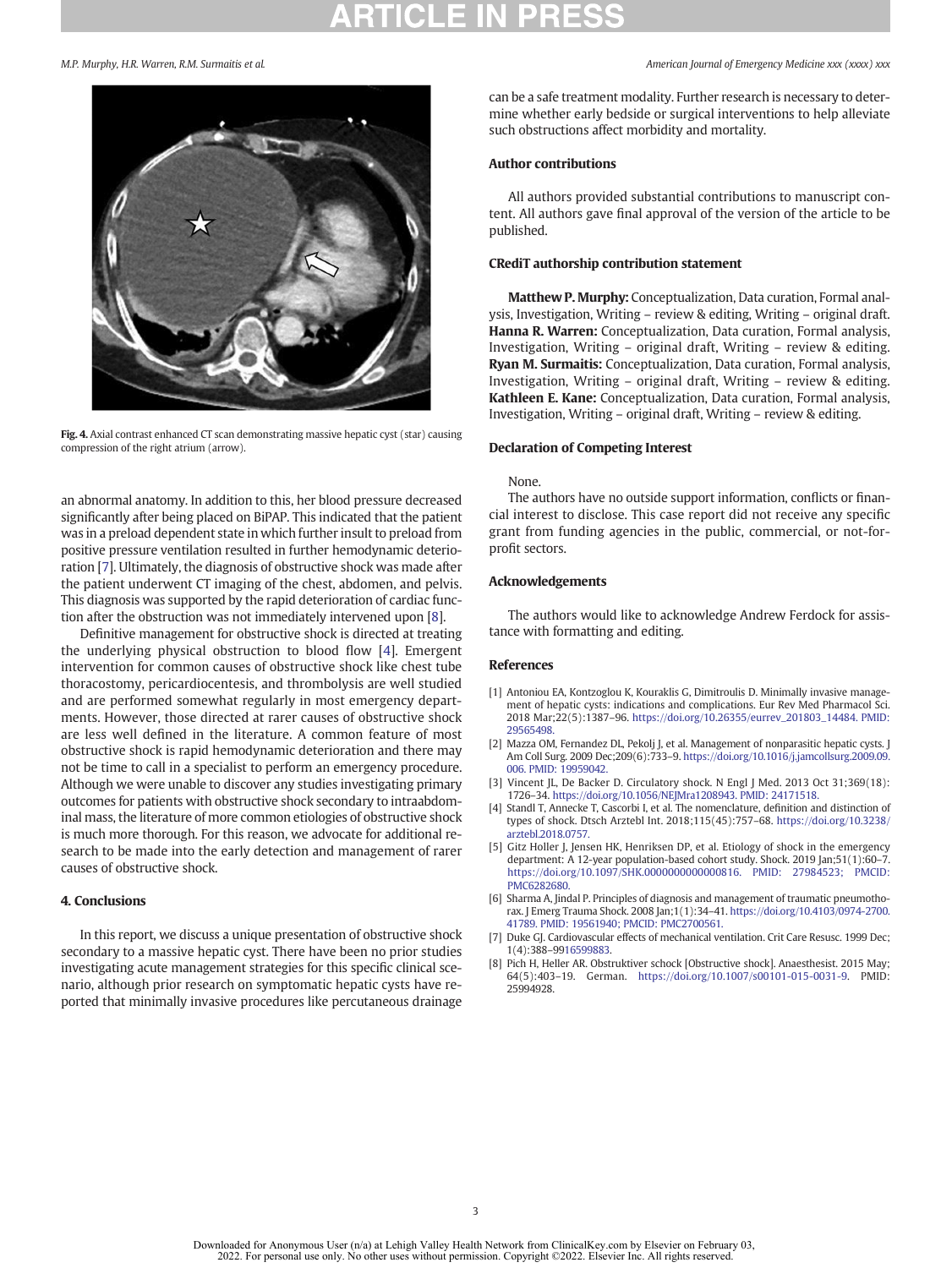Fig. 4. Axial contrast enhanced CT scan demonstrating massive hepatic cyst (star) causing compression of the right atrium (arrow).

an abnormal anatomy. In addition to this, her blood pressure decreased significantly after being placed on BiPAP. This indicated that the patient was in a preload dependent state in which further insult to preload from positive pressure ventilation resulted in further hemodynamic deterioration [7]. Ultimately, the diagnosis of obstructive shock was made after the patient underwent CT imaging of the chest, abdomen, and pelvis. This diagnosis was supported by the rapid deterioration of cardiac function after the obstruction was not immediately intervened upon [8].

Definitive management for obstructive shock is directed at treating the underlying physical obstruction to blood flow [4]. Emergent intervention for common causes of obstructive shock like chest tube thoracostomy, pericardiocentesis, and thrombolysis are well studied and are performed somewhat regularly in most emergency departments. However, those directed at rarer causes of obstructive shock are less well defined in the literature. A common feature of most obstructive shock is rapid hemodynamic deterioration and there may not be time to call in a specialist to perform an emergency procedure. Although we were unable to discover any studies investigating primary outcomes for patients with obstructive shock secondary to intraabdominal mass, the literature of more common etiologies of obstructive shock is much more thorough. For this reason, we advocate for additional research to be made into the early detection and management of rarer causes of obstructive shock.

## 4. Conclusions

In this report, we discuss a unique presentation of obstructive shock secondary to a massive hepatic cyst. There have been no prior studies investigating acute management strategies for this specific clinical scenario, although prior research on symptomatic hepatic cysts have reported that minimally invasive procedures like percutaneous drainage can be a safe treatment modality. Further research is necessary to determine whether early bedside or surgical interventions to help alleviate such obstructions affect morbidity and mortality.

## Author contributions

All authors provided substantial contributions to manuscript content. All authors gave final approval of the version of the article to be published.

## CRediT authorship contribution statement

**Matthew P. Murphy:** Conceptualization, Data curation, Formal analysis, Investigation, Writing – review & editing, Writing – original draft. **Hanna R. Warren:** Conceptualization, Data curation, Formal analysis, Investigation, Writing – original draft, Writing – review & editing. **Ryan M. Surmaitis:** Conceptualization, Data curation, Formal analysis, Investigation, Writing – original draft, Writing – review & editing. **Kathleen E. Kane:** Conceptualization, Data curation, Formal analysis, Investigation, Writing – original draft, Writing – review & editing.

## Declaration of Competing Interest

None.

The authors have no outside support information, conflicts or financial interest to disclose. This case report did not receive any specific grant from funding agencies in the public, commercial, or not-for-profit sectors.

## Acknowledgements

The authors would like to acknowledge Andrew Ferdock for assistance with formatting and editing.

## References

[1] Antoniou EA, Kontzoglou K, Kouraklis G, Dimitroulis D. Minimally invasive management of hepatic cysts: indications and complications. Eur Rev Med Pharmacol Sci. 2018 Mar;22(5):1387–96. https://doi.org/10.26355/eurrev_201803_14484. PMID: 29565498.

[2] Mazza OM, Fernandez DL, Pekolj J, et al. Management of nonparasitic hepatic cysts. J Am Coll Surg. 2009 Dec;209(6):733–9. https://doi.org/10.1016/j.jamcollsurg.2009.09.006. PMID: 19959042.

[3] Vincent JL, De Backer D. Circulatory shock. N Engl J Med. 2013 Oct 31;369(18):1726–34. https://doi.org/10.1056/NEJMra1208943. PMID: 24171518.

[4] Standl T, Annecke T, Cascorbi I, et al. The nomenclature, definition and distinction of types of shock. Dtsch Arztebl Int. 2018;115(45):757–68. https://doi.org/10.3238/arztebl.2018.0757.

[5] Gitz Holler J, Jensen HK, Henriksen DP, et al. Etiology of shock in the emergency department: A 12-year population-based cohort study. Shock. 2019 Jan;51(1):60–7. https://doi.org/10.1097/SHK.0000000000000816. PMID: 27984523; PMCID: PMC6282680.

[6] Sharma A, Jindal P. Principles of diagnosis and management of traumatic pneumothorax. J Emerg Trauma Shock. 2008 Jan;1(1):34–41. https://doi.org/10.4103/0974-2700.41789. PMID: 19561940; PMCID: PMC2700561.

[7] Duke GJ. Cardiovascular effects of mechanical ventilation. Crit Care Resusc. 1999 Dec;1(4):388–9916599883.

[8] Pich H, Heller AR. Obstruktiver schock [Obstructive shock]. Anaesthesist. 2015 May;64(5):403–19. German. https://doi.org/10.1007/s00101-015-0031-9. PMID: 25994928.